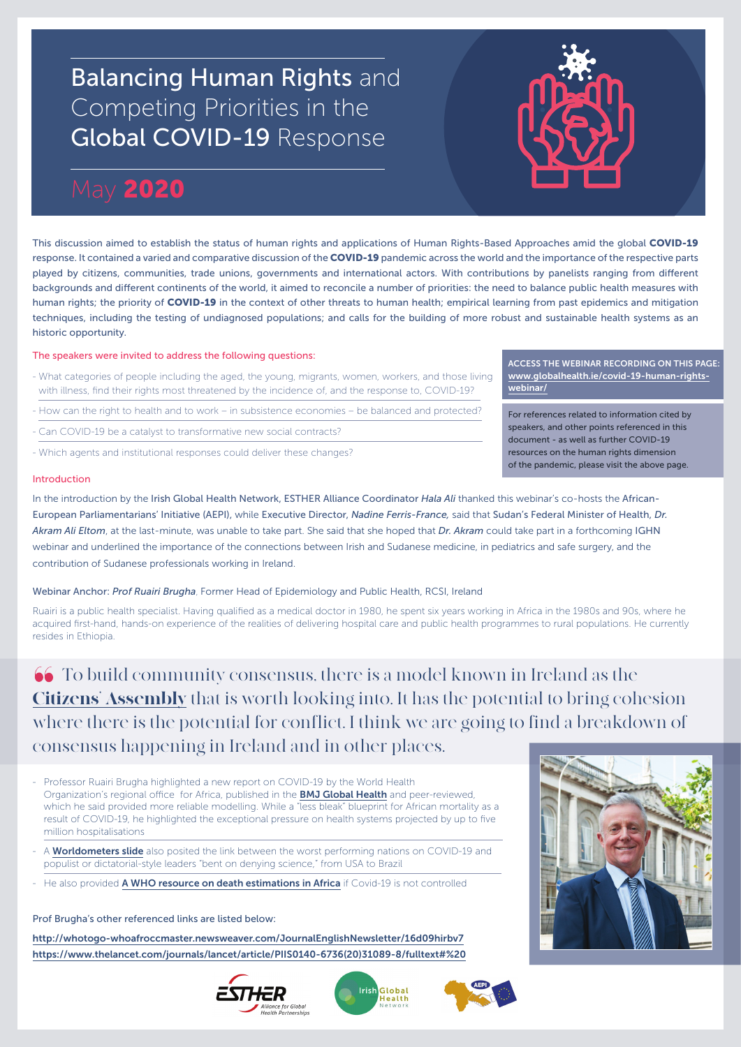# Balancing Human Rights and Competing Priorities in the Global COVID-19 Response

## May 2020

This discussion aimed to establish the status of human rights and applications of Human Rights-Based Approaches amid the global **COVID-19** response. It contained a varied and comparative discussion of the **COVID-19** pandemic across the world and the importance of the respective parts played by citizens, communities, trade unions, governments and international actors. With contributions by panelists ranging from different backgrounds and different continents of the world, it aimed to reconcile a number of priorities: the need to balance public health measures with human rights; the priority of **COVID-19** in the context of other threats to human health; empirical learning from past epidemics and mitigation techniques, including the testing of undiagnosed populations; and calls for the building of more robust and sustainable health systems as an historic opportunity.

The speakers were invited to address the following questions:

- What categories of people including the aged, the young, migrants, women, workers, and those living with illness, find their rights most threatened by the incidence of, and the response to, COVID-19?
- How can the right to health and to work – in subsistence economies – be balanced and protected?
- Can COVID-19 be a catalyst to transformative new social contracts?
- Which agents and institutional responses could deliver these changes?

**ACCESS THE WEBINAR RECORDING ON THIS PAGE:** www.globalhealth.ie/covid-19-human-rights-webinar/

For references related to information cited by speakers, and other points referenced in this document - as well as further COVID-19 resources on the human rights dimension of the pandemic, please visit the above page.

### Introduction

In the introduction by the Irish Global Health Network, ESTHER Alliance Coordinator *Hala Ali* thanked this webinar's co-hosts the African-European Parliamentarians' Initiative (AEPI), while Executive Director, *Nadine Ferris-France,* said that Sudan's Federal Minister of Health, *Dr. Akram Ali Eltom*, at the last-minute, was unable to take part. She said that she hoped that *Dr. Akram* could take part in a forthcoming IGHN webinar and underlined the importance of the connections between Irish and Sudanese medicine, in pediatrics and safe surgery, and the contribution of Sudanese professionals working in Ireland.

Webinar Anchor: *Prof Ruairi Brugha*, Former Head of Epidemiology and Public Health, RCSI, Ireland

Ruairi is a public health specialist. Having qualified as a medical doctor in 1980, he spent six years working in Africa in the 1980s and 90s, where he acquired first-hand, hands-on experience of the realities of delivering hospital care and public health programmes to rural populations. He currently resides in Ethiopia.

> "To build community consensus, there is a model known in Ireland as the **Citizens' Assembly** that is worth looking into. It has the potential to bring cohesion where there is the potential for conflict. I think we are going to find a breakdown of consensus happening in Ireland and in other places.

- Professor Ruairi Brugha highlighted a new report on COVID-19 by the World Health Organization's regional office for Africa, published in the **BMJ Global Health** and peer-reviewed, which he said provided more reliable modelling. While a "less bleak" blueprint for African mortality as a result of COVID-19, he highlighted the exceptional pressure on health systems projected by up to five million hospitalisations
- A **Worldometers slide** also posited the link between the worst performing nations on COVID-19 and populist or dictatorial-style leaders "bent on denying science," from USA to Brazil
- He also provided **A WHO resource on death estimations in Africa** if Covid-19 is not controlled

Prof Brugha's other referenced links are listed below:

http://whotogo-whoafroccmaster.newsweaver.com/JournalEnglishNewsletter/16d09hirbv7
https://www.thelancet.com/journals/lancet/article/PIIS0140-6736(20)31089-8/fulltext#%20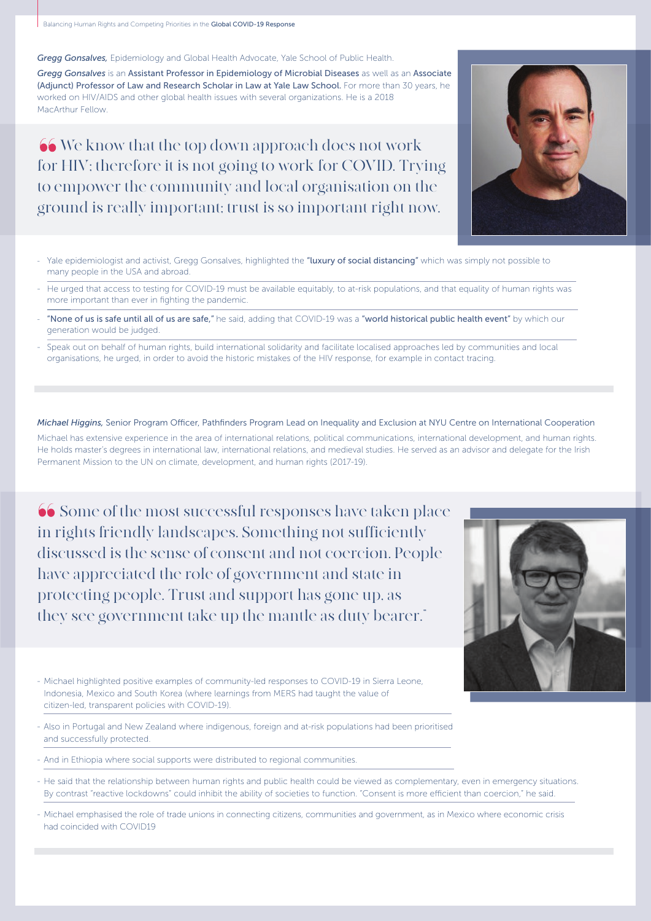*Gregg Gonsalves,* Epidemiology and Global Health Advocate, Yale School of Public Health.

*Gregg Gonsalves* is an Assistant Professor in Epidemiology of Microbial Diseases as well as an Associate (Adjunct) Professor of Law and Research Scholar in Law at Yale Law School. For more than 30 years, he worked on HIV/AIDS and other global health issues with several organizations. He is a 2018 MacArthur Fellow.

> “We know that the top down approach does not work for HIV; therefore it is not going to work for COVID. Trying to empower the community and local organisation on the ground is really important; trust is so important right now.

- Yale epidemiologist and activist, Gregg Gonsalves, highlighted the **"luxury of social distancing"** which was simply not possible to many people in the USA and abroad.
- He urged that access to testing for COVID-19 must be available equitably, to at-risk populations, and that equality of human rights was more important than ever in fighting the pandemic.
- **"None of us is safe until all of us are safe,"** he said, adding that COVID-19 was a **"world historical public health event"** by which our generation would be judged.
- Speak out on behalf of human rights, build international solidarity and facilitate localised approaches led by communities and local organisations, he urged, in order to avoid the historic mistakes of the HIV response, for example in contact tracing.

*Michael Higgins,* Senior Program Officer, Pathfinders Program Lead on Inequality and Exclusion at NYU Centre on International Cooperation

Michael has extensive experience in the area of international relations, political communications, international development, and human rights. He holds master's degrees in international law, international relations, and medieval studies. He served as an advisor and delegate for the Irish Permanent Mission to the UN on climate, development, and human rights (2017-19).

> “Some of the most successful responses have taken place in rights friendly landscapes. Something not sufficiently discussed is the sense of consent and not coercion. People have appreciated the role of government and state in protecting people. Trust and support has gone up, as they see government take up the mantle as duty bearer.”

- Michael highlighted positive examples of community-led responses to COVID-19 in Sierra Leone, Indonesia, Mexico and South Korea (where learnings from MERS had taught the value of citizen-led, transparent policies with COVID-19).
- Also in Portugal and New Zealand where indigenous, foreign and at-risk populations had been prioritised and successfully protected.
- And in Ethiopia where social supports were distributed to regional communities.
- He said that the relationship between human rights and public health could be viewed as complementary, even in emergency situations. By contrast "reactive lockdowns" could inhibit the ability of societies to function. "Consent is more efficient than coercion," he said.
- Michael emphasised the role of trade unions in connecting citizens, communities and government, as in Mexico where economic crisis had coincided with COVID19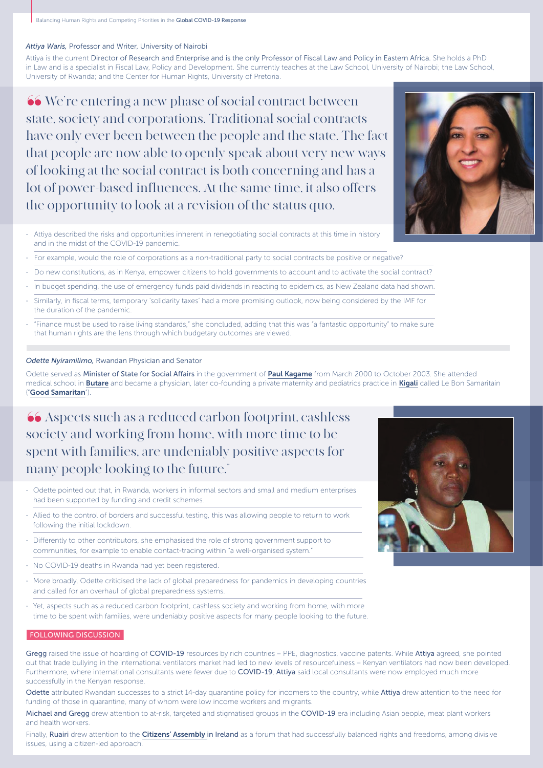*Attiya Waris,* Professor and Writer, University of Nairobi

Attiya is the current Director of Research and Enterprise and is the only Professor of Fiscal Law and Policy in Eastern Africa. She holds a PhD in Law and is a specialist in Fiscal Law, Policy and Development. She currently teaches at the Law School, University of Nairobi; the Law School, University of Rwanda; and the Center for Human Rights, University of Pretoria.

> We're entering a new phase of social contract between state, society and corporations. Traditional social contracts have only ever been between the people and the state. The fact that people are now able to openly speak about very new ways of looking at the social contract is both concerning and has a lot of power-based influences. At the same time, it also offers the opportunity to look at a revision of the status quo.

- Attiya described the risks and opportunities inherent in renegotiating social contracts at this time in history and in the midst of the COVID-19 pandemic.
- For example, would the role of corporations as a non-traditional party to social contracts be positive or negative?
- Do new constitutions, as in Kenya, empower citizens to hold governments to account and to activate the social contract?
- In budget spending, the use of emergency funds paid dividends in reacting to epidemics, as New Zealand data had shown.
- Similarly, in fiscal terms, temporary 'solidarity taxes' had a more promising outlook, now being considered by the IMF for the duration of the pandemic.
- "Finance must be used to raise living standards," she concluded, adding that this was "a fantastic opportunity" to make sure that human rights are the lens through which budgetary outcomes are viewed.

*Odette Nyiramilimo,* Rwandan Physician and Senator

Odette served as Minister of State for Social Affairs in the government of **Paul Kagame** from March 2000 to October 2003. She attended medical school in **Butare** and became a physician, later co-founding a private maternity and pediatrics practice in **Kigali** called Le Bon Samaritain ("**Good Samaritan**").

> Aspects such as a reduced carbon footprint, cashless society and working from home, with more time to be spent with families, are undeniably positive aspects for many people looking to the future."

- Odette pointed out that, in Rwanda, workers in informal sectors and small and medium enterprises had been supported by funding and credit schemes.
- Allied to the control of borders and successful testing, this was allowing people to return to work following the initial lockdown.
- Differently to other contributors, she emphasised the role of strong government support to communities, for example to enable contact-tracing within "a well-organised system."
- No COVID-19 deaths in Rwanda had yet been registered.
- More broadly, Odette criticised the lack of global preparedness for pandemics in developing countries and called for an overhaul of global preparedness systems.
- Yet, aspects such as a reduced carbon footprint, cashless society and working from home, with more time to be spent with families, were undeniably positive aspects for many people looking to the future.

## FOLLOWING DISCUSSION

Gregg raised the issue of hoarding of COVID-19 resources by rich countries – PPE, diagnostics, vaccine patents. While Attiya agreed, she pointed out that trade bullying in the international ventilators market had led to new levels of resourcefulness – Kenyan ventilators had now been developed. Furthermore, where international consultants were fewer due to COVID-19, Attiya said local consultants were now employed much more successfully in the Kenyan response.

Odette attributed Rwandan successes to a strict 14-day quarantine policy for incomers to the country, while Attiya drew attention to the need for funding of those in quarantine, many of whom were low income workers and migrants.

Michael and Gregg drew attention to at-risk, targeted and stigmatised groups in the COVID-19 era including Asian people, meat plant workers and health workers.

Finally, Ruairi drew attention to the **Citizens' Assembly** in Ireland as a forum that had successfully balanced rights and freedoms, among divisive issues, using a citizen-led approach.